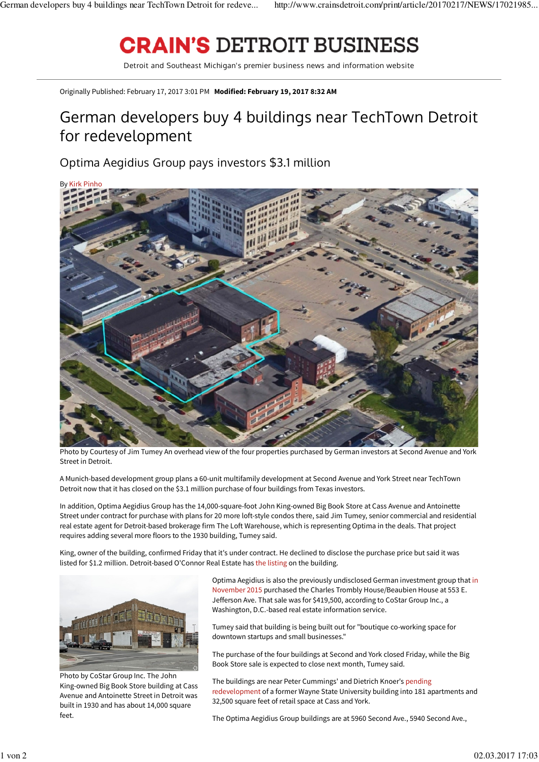# CRAIN'S DETROIT BUSINESS

Detroit and Southeast Michigan's premier business news and information website

Originally Published: February 17, 2017 3:01 PM **Modified: February 19, 2017 8:32 AM**

## German developers buy 4 buildings near TechTown Detroit for redevelopment

### Optima Aegidius Group pays investors $3.1 million

By Kirk Pinho

Photo by Courtesy of Jim Tumey An overhead view of the four properties purchased by German investors at Second Avenue and York Street in Detroit.

A Munich-based development group plans a 60-unit multifamily development at Second Avenue and York Street near TechTown Detroit now that it has closed on the $3.1 million purchase of four buildings from Texas investors.

In addition, Optima Aegidius Group has the 14,000-square-foot John King-owned Big Book Store at Cass Avenue and Antoinette Street under contract for purchase with plans for 20 more loft-style condos there, said Jim Tumey, senior commercial and residential real estate agent for Detroit-based brokerage firm The Loft Warehouse, which is representing Optima in the deals. That project requires adding several more floors to the 1930 building, Tumey said.

King, owner of the building, confirmed Friday that it's under contract. He declined to disclose the purchase price but said it was listed for $1.2 million. Detroit-based O'Connor Real Estate has the listing on the building.

Photo by CoStar Group Inc. The John King-owned Big Book Store building at Cass Avenue and Antoinette Street in Detroit was built in 1930 and has about 14,000 square feet.

Optima Aegidius is also the previously undisclosed German investment group that in November 2015 purchased the Charles Trombly House/Beaubien House at 553 E. Jefferson Ave. That sale was for $419,500, according to CoStar Group Inc., a Washington, D.C.-based real estate information service.

Tumey said that building is being built out for "boutique co-working space for downtown startups and small businesses."

The purchase of the four buildings at Second and York closed Friday, while the Big Book Store sale is expected to close next month, Tumey said.

The buildings are near Peter Cummings' and Dietrich Knoer's pending redevelopment of a former Wayne State University building into 181 apartments and 32,500 square feet of retail space at Cass and York.

The Optima Aegidius Group buildings are at 5960 Second Ave., 5940 Second Ave.,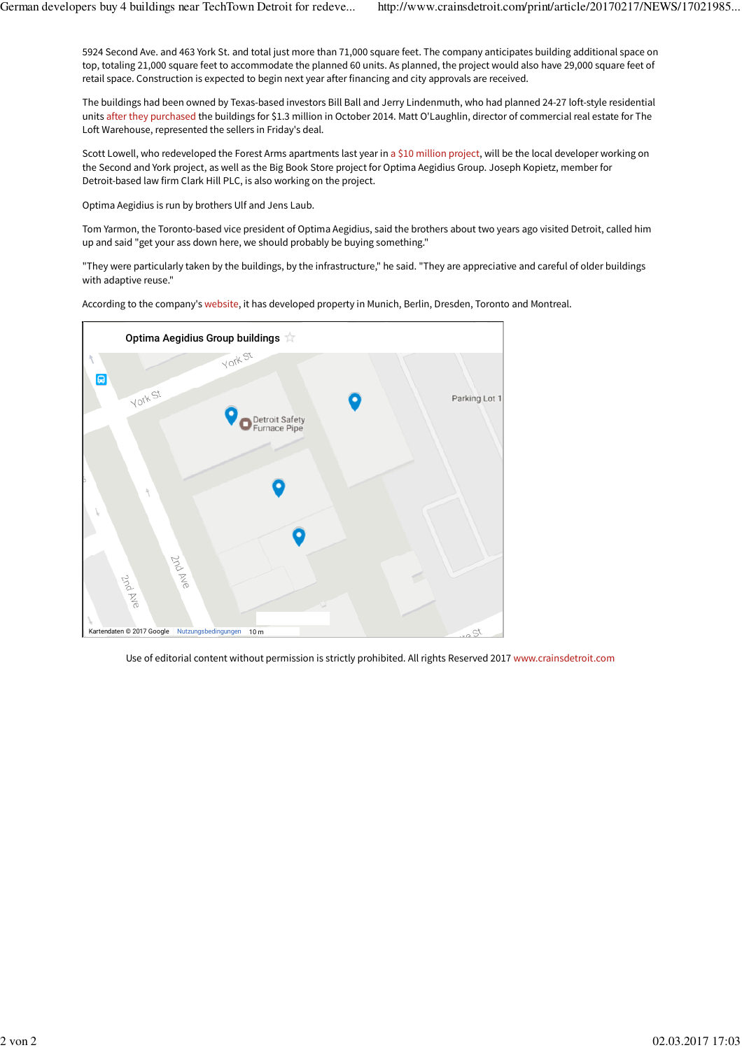5924 Second Ave. and 463 York St. and total just more than 71,000 square feet. The company anticipates building additional space on top, totaling 21,000 square feet to accommodate the planned 60 units. As planned, the project would also have 29,000 square feet of retail space. Construction is expected to begin next year after financing and city approvals are received.

The buildings had been owned by Texas-based investors Bill Ball and Jerry Lindenmuth, who had planned 24-27 loft-style residential units after they purchased the buildings for $1.3 million in October 2014. Matt O'Laughlin, director of commercial real estate for The Loft Warehouse, represented the sellers in Friday's deal.

Scott Lowell, who redeveloped the Forest Arms apartments last year in a $10 million project, will be the local developer working on the Second and York project, as well as the Big Book Store project for Optima Aegidius Group. Joseph Kopietz, member for Detroit-based law firm Clark Hill PLC, is also working on the project.

Optima Aegidius is run by brothers Ulf and Jens Laub.

Tom Yarmon, the Toronto-based vice president of Optima Aegidius, said the brothers about two years ago visited Detroit, called him up and said "get your ass down here, we should probably be buying something."

"They were particularly taken by the buildings, by the infrastructure," he said. "They are appreciative and careful of older buildings with adaptive reuse."

According to the company's website, it has developed property in Munich, Berlin, Dresden, Toronto and Montreal.

Optima Aegidius Group buildings

York St
York St
Detroit Safety Furnace Pipe
Parking Lot 1
2nd Ave
2nd Ave
Kartendaten © 2017 Google Nutzungsbedingungen 10 m

Use of editorial content without permission is strictly prohibited. All rights Reserved 2017 www.crainsdetroit.com